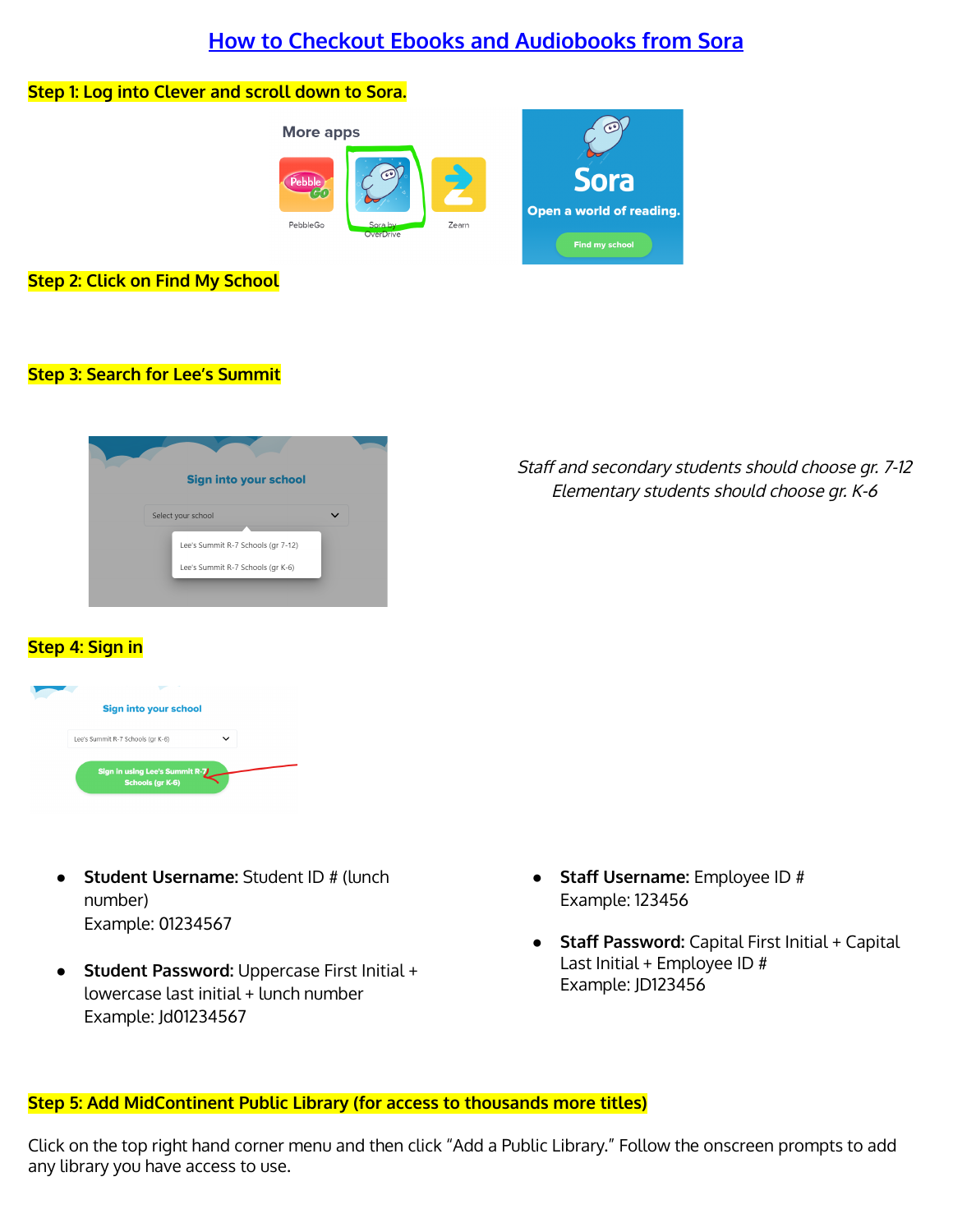# How to Checkout Ebooks and Audiobooks from Sora

**Step 1: Log into Clever and scroll down to Sora.**

**Step 2: Click on Find My School**

**Step 3: Search for Lee's Summit**

*Staff and secondary students should choose gr. 7-12*
*Elementary students should choose gr. K-6*

**Step 4: Sign in**

- **Student Username:** Student ID # (lunch number)
  Example: 01234567
- **Student Password:** Uppercase First Initial + lowercase last initial + lunch number
  Example: Jd01234567
- **Staff Username:** Employee ID #
  Example: 123456
- **Staff Password:** Capital First Initial + Capital Last Initial + Employee ID #
  Example: JD123456

**Step 5: Add MidContinent Public Library (for access to thousands more titles)**

Click on the top right hand corner menu and then click "Add a Public Library." Follow the onscreen prompts to add any library you have access to use.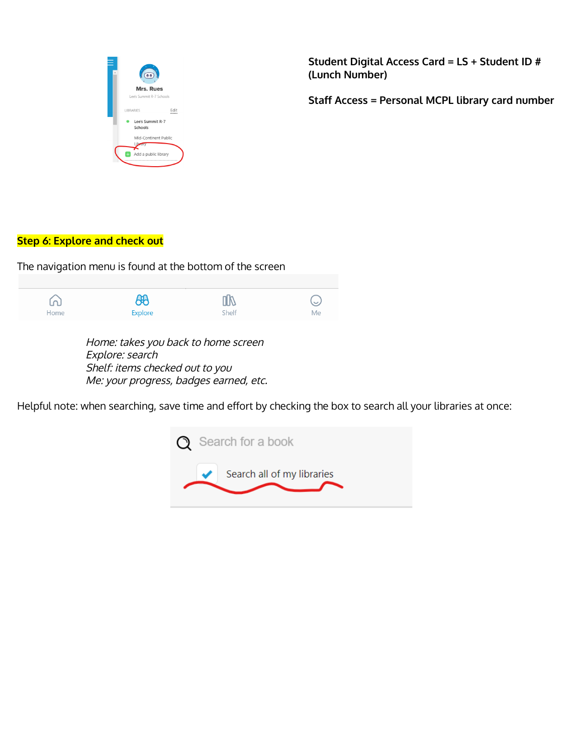**Student Digital Access Card = LS + Student ID # (Lunch Number)**

**Staff Access = Personal MCPL library card number**

## Step 6: Explore and check out

The navigation menu is found at the bottom of the screen

*Home: takes you back to home screen*
*Explore: search*
*Shelf: items checked out to you*
*Me: your progress, badges earned, etc.*

Helpful note: when searching, save time and effort by checking the box to search all your libraries at once: